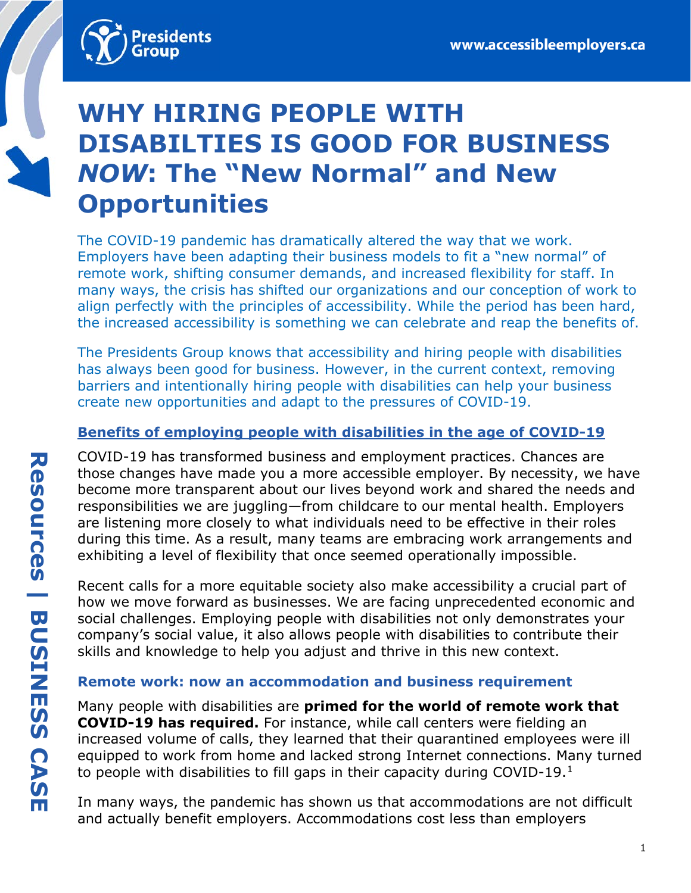# WHY HIRING PEOPLE WITH DISABILTIES IS GOOD FOR BUSINESS *NOW*: The "New Normal" and New Opportunities

The COVID-19 pandemic has dramatically altered the way that we work. Employers have been adapting their business models to fit a "new normal" of remote work, shifting consumer demands, and increased flexibility for staff. In many ways, the crisis has shifted our organizations and our conception of work to align perfectly with the principles of accessibility. While the period has been hard, the increased accessibility is something we can celebrate and reap the benefits of.

The Presidents Group knows that accessibility and hiring people with disabilities has always been good for business. However, in the current context, removing barriers and intentionally hiring people with disabilities can help your business create new opportunities and adapt to the pressures of COVID-19.

## Benefits of employing people with disabilities in the age of COVID-19

COVID-19 has transformed business and employment practices. Chances are those changes have made you a more accessible employer. By necessity, we have become more transparent about our lives beyond work and shared the needs and responsibilities we are juggling—from childcare to our mental health. Employers are listening more closely to what individuals need to be effective in their roles during this time. As a result, many teams are embracing work arrangements and exhibiting a level of flexibility that once seemed operationally impossible.

Recent calls for a more equitable society also make accessibility a crucial part of how we move forward as businesses. We are facing unprecedented economic and social challenges. Employing people with disabilities not only demonstrates your company's social value, it also allows people with disabilities to contribute their skills and knowledge to help you adjust and thrive in this new context.

### Remote work: now an accommodation and business requirement

Many people with disabilities are **primed for the world of remote work that COVID-19 has required.** For instance, while call centers were fielding an increased volume of calls, they learned that their quarantined employees were ill equipped to work from home and lacked strong Internet connections. Many turned to people with disabilities to fill gaps in their capacity during COVID-19.[1]

In many ways, the pandemic has shown us that accommodations are not difficult and actually benefit employers. Accommodations cost less than employers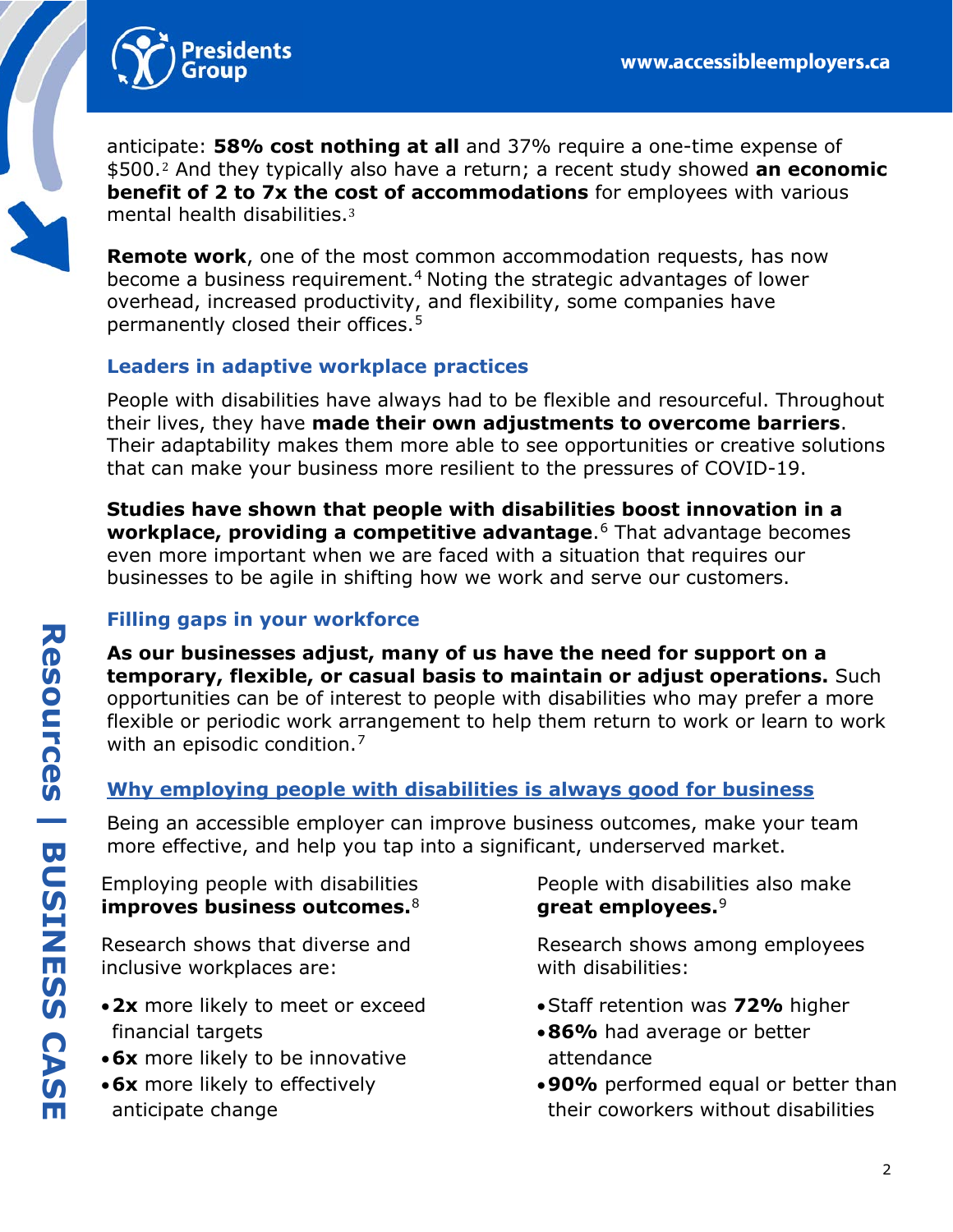anticipate: **58% cost nothing at all** and 37% require a one-time expense of $500.[2] And they typically also have a return; a recent study showed **an economic benefit of 2 to 7x the cost of accommodations** for employees with various mental health disabilities.[3]

**Remote work**, one of the most common accommodation requests, has now become a business requirement.[4] Noting the strategic advantages of lower overhead, increased productivity, and flexibility, some companies have permanently closed their offices.[5]

### Leaders in adaptive workplace practices

People with disabilities have always had to be flexible and resourceful. Throughout their lives, they have **made their own adjustments to overcome barriers**. Their adaptability makes them more able to see opportunities or creative solutions that can make your business more resilient to the pressures of COVID-19.

**Studies have shown that people with disabilities boost innovation in a workplace, providing a competitive advantage**.[6] That advantage becomes even more important when we are faced with a situation that requires our businesses to be agile in shifting how we work and serve our customers.

### Filling gaps in your workforce

**As our businesses adjust, many of us have the need for support on a temporary, flexible, or casual basis to maintain or adjust operations.** Such opportunities can be of interest to people with disabilities who may prefer a more flexible or periodic work arrangement to help them return to work or learn to work with an episodic condition.[7]

### Why employing people with disabilities is always good for business

Being an accessible employer can improve business outcomes, make your team more effective, and help you tap into a significant, underserved market.

Employing people with disabilities **improves business outcomes.**[8]

Research shows that diverse and inclusive workplaces are:

- **2x** more likely to meet or exceed financial targets
- **6x** more likely to be innovative
- **6x** more likely to effectively anticipate change

People with disabilities also make **great employees.**[9]

Research shows among employees with disabilities:

- Staff retention was **72%** higher
- **86%** had average or better attendance
- **90%** performed equal or better than their coworkers without disabilities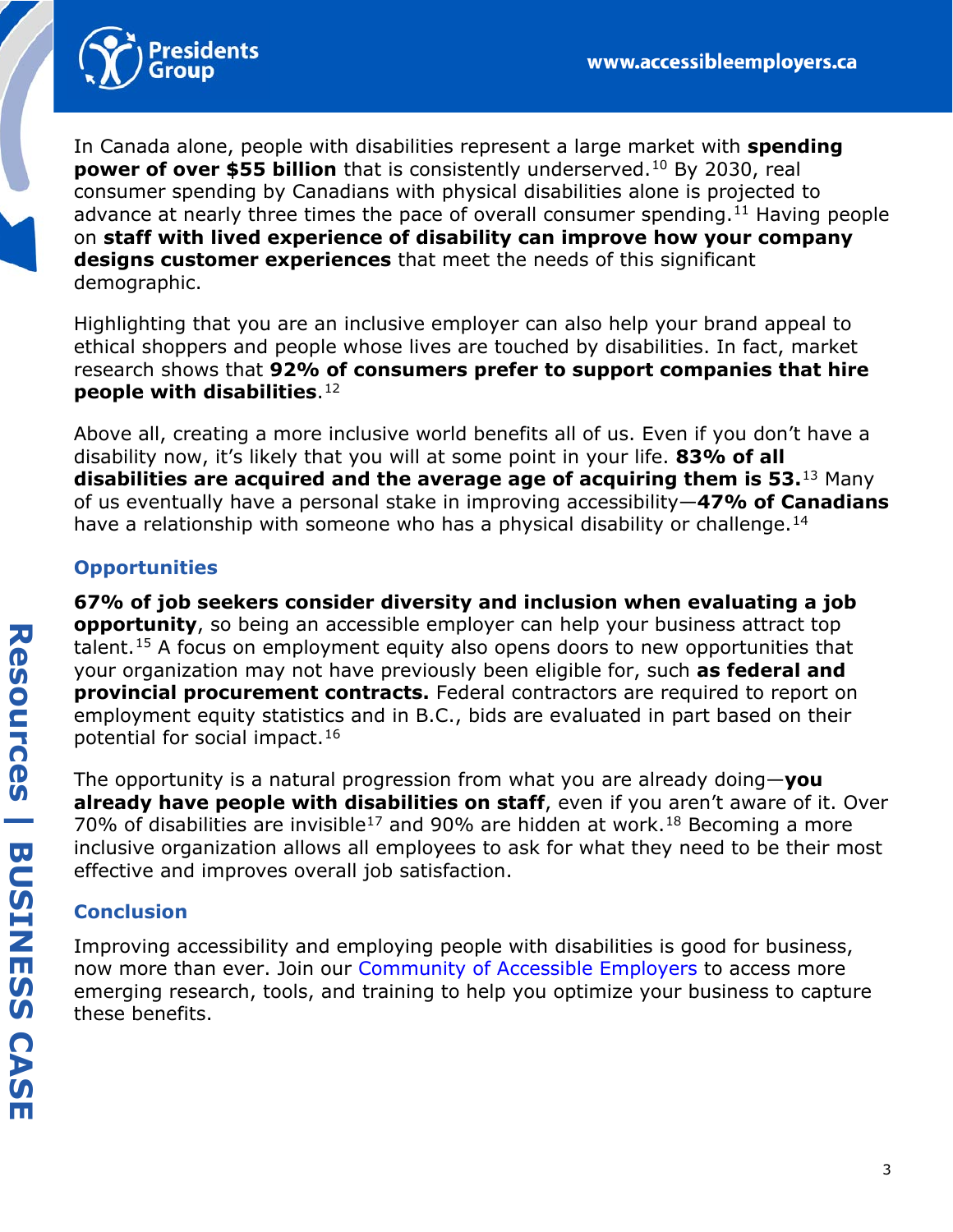In Canada alone, people with disabilities represent a large market with **spending power of over $55 billion** that is consistently underserved.[10] By 2030, real consumer spending by Canadians with physical disabilities alone is projected to advance at nearly three times the pace of overall consumer spending.[11] Having people on **staff with lived experience of disability can improve how your company designs customer experiences** that meet the needs of this significant demographic.

Highlighting that you are an inclusive employer can also help your brand appeal to ethical shoppers and people whose lives are touched by disabilities. In fact, market research shows that **92% of consumers prefer to support companies that hire people with disabilities**.[12]

Above all, creating a more inclusive world benefits all of us. Even if you don't have a disability now, it's likely that you will at some point in your life. **83% of all disabilities are acquired and the average age of acquiring them is 53.**[13] Many of us eventually have a personal stake in improving accessibility—**47% of Canadians** have a relationship with someone who has a physical disability or challenge.[14]

## Opportunities

**67% of job seekers consider diversity and inclusion when evaluating a job opportunity**, so being an accessible employer can help your business attract top talent.[15] A focus on employment equity also opens doors to new opportunities that your organization may not have previously been eligible for, such **as federal and provincial procurement contracts.** Federal contractors are required to report on employment equity statistics and in B.C., bids are evaluated in part based on their potential for social impact.[16]

The opportunity is a natural progression from what you are already doing—**you already have people with disabilities on staff**, even if you aren't aware of it. Over 70% of disabilities are invisible[17] and 90% are hidden at work.[18] Becoming a more inclusive organization allows all employees to ask for what they need to be their most effective and improves overall job satisfaction.

## Conclusion

Improving accessibility and employing people with disabilities is good for business, now more than ever. Join our Community of Accessible Employers to access more emerging research, tools, and training to help you optimize your business to capture these benefits.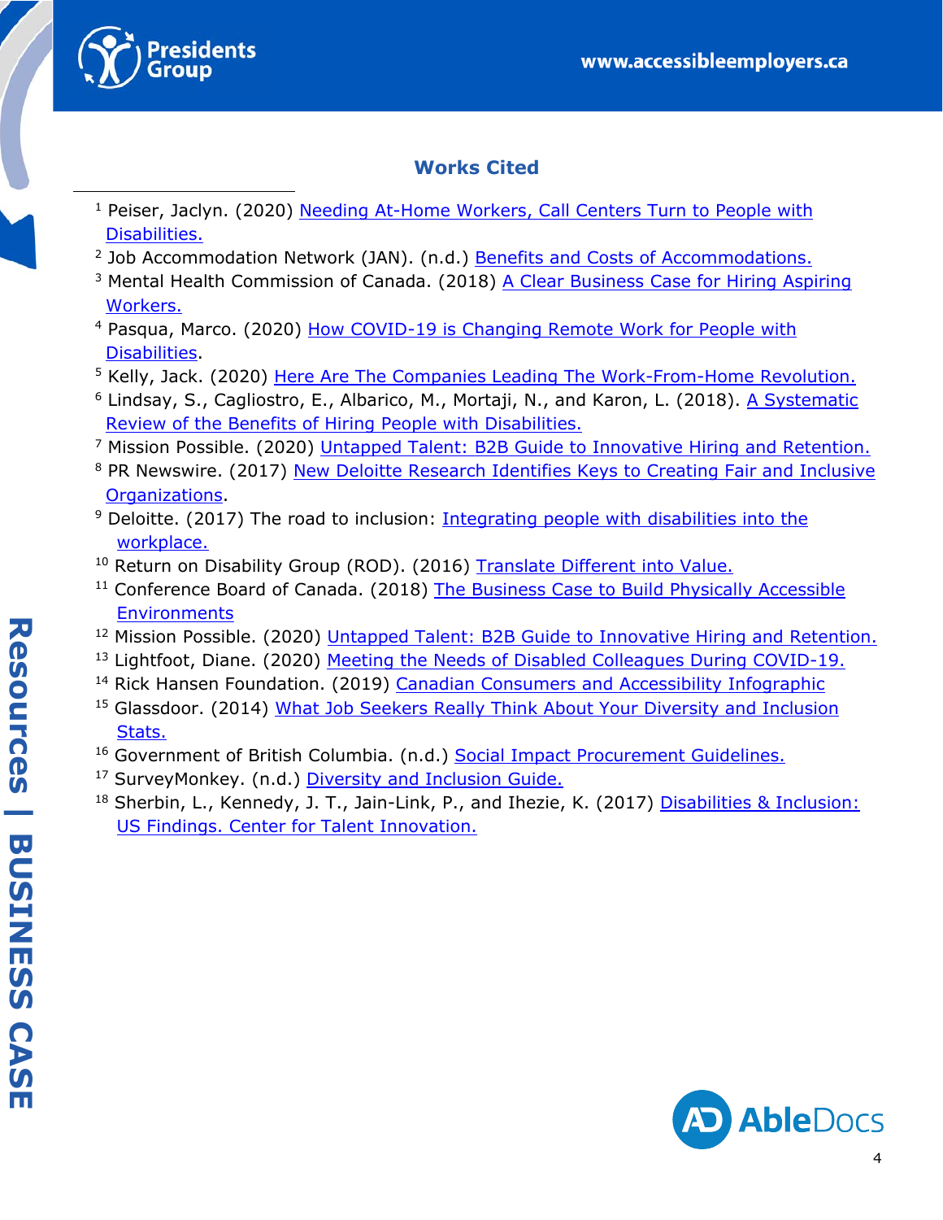## Works Cited

[1] Peiser, Jaclyn. (2020) Needing At-Home Workers, Call Centers Turn to People with Disabilities.

[2] Job Accommodation Network (JAN). (n.d.) Benefits and Costs of Accommodations.

[3] Mental Health Commission of Canada. (2018) A Clear Business Case for Hiring Aspiring Workers.

[4] Pasqua, Marco. (2020) How COVID-19 is Changing Remote Work for People with Disabilities.

[5] Kelly, Jack. (2020) Here Are The Companies Leading The Work-From-Home Revolution.

[6] Lindsay, S., Cagliostro, E., Albarico, M., Mortaji, N., and Karon, L. (2018). A Systematic Review of the Benefits of Hiring People with Disabilities.

[7] Mission Possible. (2020) Untapped Talent: B2B Guide to Innovative Hiring and Retention.

[8] PR Newswire. (2017) New Deloitte Research Identifies Keys to Creating Fair and Inclusive Organizations.

[9] Deloitte. (2017) The road to inclusion: Integrating people with disabilities into the workplace.

[10] Return on Disability Group (ROD). (2016) Translate Different into Value.

[11] Conference Board of Canada. (2018) The Business Case to Build Physically Accessible Environments

[12] Mission Possible. (2020) Untapped Talent: B2B Guide to Innovative Hiring and Retention.

[13] Lightfoot, Diane. (2020) Meeting the Needs of Disabled Colleagues During COVID-19.

[14] Rick Hansen Foundation. (2019) Canadian Consumers and Accessibility Infographic

[15] Glassdoor. (2014) What Job Seekers Really Think About Your Diversity and Inclusion Stats.

[16] Government of British Columbia. (n.d.) Social Impact Procurement Guidelines.

[17] SurveyMonkey. (n.d.) Diversity and Inclusion Guide.

[18] Sherbin, L., Kennedy, J. T., Jain-Link, P., and Ihezie, K. (2017) Disabilities & Inclusion: US Findings. Center for Talent Innovation.